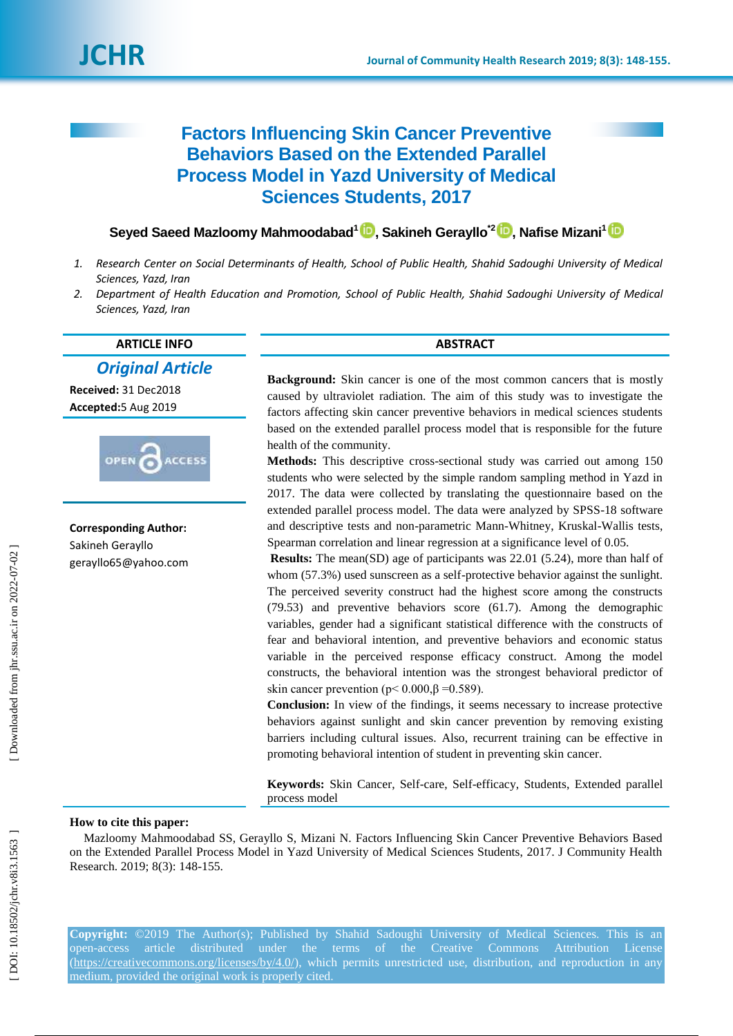# Factors Influencing Skin Cancer Preventive Behaviors Based on the Extended Parallel Process Model in Yazd University of Medical Sciences Students, 2017

**Seyed Saeed Mazloomy Mahmoodabad[1], Sakineh Gerayllo*[2], Nafise Mizani[1]**

1. *Research Center on Social Determinants of Health, School of Public Health, Shahid Sadoughi University of Medical Sciences, Yazd, Iran*
2. *Department of Health Education and Promotion, School of Public Health, Shahid Sadoughi University of Medical Sciences, Yazd, Iran*

## ARTICLE INFO

***Original Article***

**Received:** 31 Dec2018

**Accepted:**5 Aug 2019

**Corresponding Author:**
Sakineh Gerayllo
gerayllo65@yahoo.com

## ABSTRACT

**Background:** Skin cancer is one of the most common cancers that is mostly caused by ultraviolet radiation. The aim of this study was to investigate the factors affecting skin cancer preventive behaviors in medical sciences students based on the extended parallel process model that is responsible for the future health of the community.

**Methods:** This descriptive cross-sectional study was carried out among 150 students who were selected by the simple random sampling method in Yazd in 2017. The data were collected by translating the questionnaire based on the extended parallel process model. The data were analyzed by SPSS-18 software and descriptive tests and non-parametric Mann-Whitney, Kruskal-Wallis tests, Spearman correlation and linear regression at a significance level of 0.05.

**Results:** The mean(SD) age of participants was 22.01 (5.24), more than half of whom (57.3%) used sunscreen as a self-protective behavior against the sunlight. The perceived severity construct had the highest score among the constructs (79.53) and preventive behaviors score (61.7). Among the demographic variables, gender had a significant statistical difference with the constructs of fear and behavioral intention, and preventive behaviors and economic status variable in the perceived response efficacy construct. Among the model constructs, the behavioral intention was the strongest behavioral predictor of skin cancer prevention ($p< 0.000, \beta =0.589$).

**Conclusion:** In view of the findings, it seems necessary to increase protective behaviors against sunlight and skin cancer prevention by removing existing barriers including cultural issues. Also, recurrent training can be effective in promoting behavioral intention of student in preventing skin cancer.

**Keywords:** Skin Cancer, Self-care, Self-efficacy, Students, Extended parallel process model

**How to cite this paper:**

Mazloomy Mahmoodabad SS, Gerayllo S, Mizani N. Factors Influencing Skin Cancer Preventive Behaviors Based on the Extended Parallel Process Model in Yazd University of Medical Sciences Students, 2017. J Community Health Research. 2019; 8(3): 148-155.

**Copyright:** ©2019 The Author(s); Published by Shahid Sadoughi University of Medical Sciences. This is an open-access article distributed under the terms of the Creative Commons Attribution License (https://creativecommons.org/licenses/by/4.0/), which permits unrestricted use, distribution, and reproduction in any medium, provided the original work is properly cited.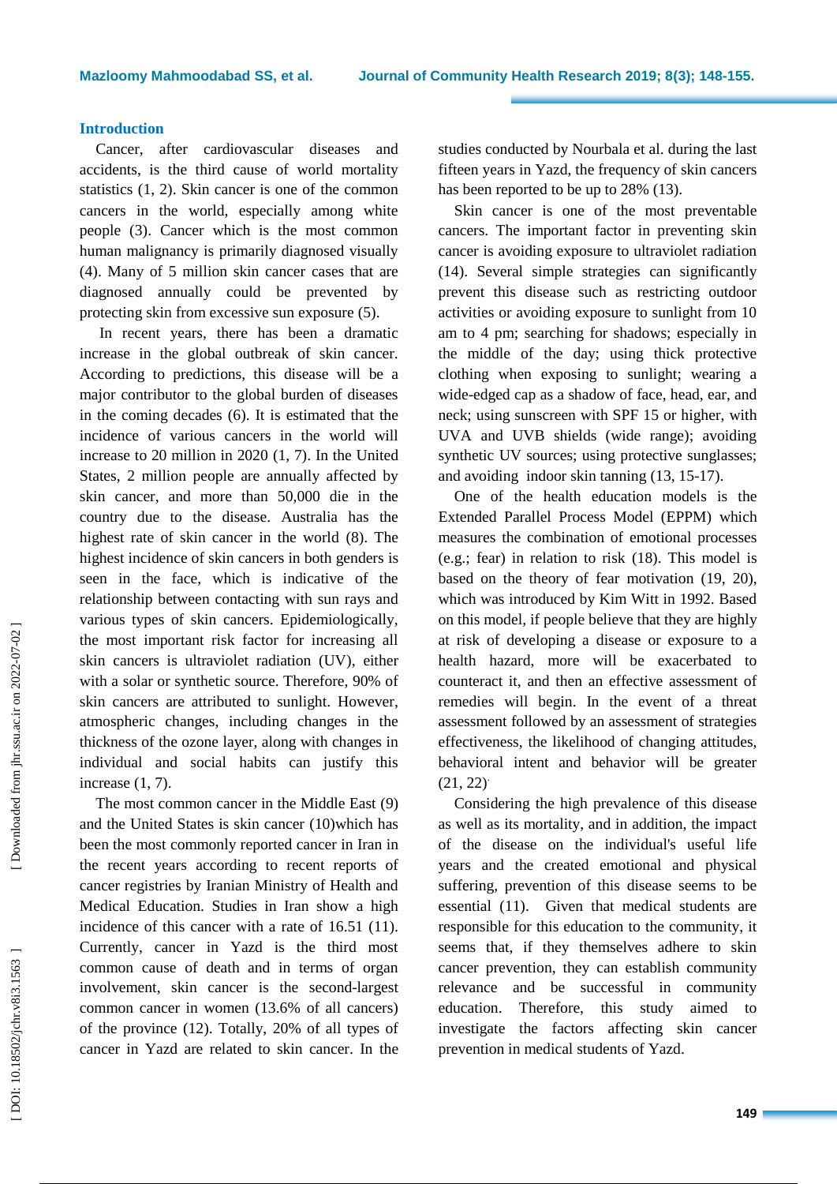## Introduction

Cancer, after cardiovascular diseases and accidents, is the third cause of world mortality statistics (1, 2). Skin cancer is one of the common cancers in the world, especially among white people (3). Cancer which is the most common human malignancy is primarily diagnosed visually (4). Many of 5 million skin cancer cases that are diagnosed annually could be prevented by protecting skin from excessive sun exposure (5).

In recent years, there has been a dramatic increase in the global outbreak of skin cancer. According to predictions, this disease will be a major contributor to the global burden of diseases in the coming decades (6). It is estimated that the incidence of various cancers in the world will increase to 20 million in 2020 (1, 7). In the United States, 2 million people are annually affected by skin cancer, and more than 50,000 die in the country due to the disease. Australia has the highest rate of skin cancer in the world (8). The highest incidence of skin cancers in both genders is seen in the face, which is indicative of the relationship between contacting with sun rays and various types of skin cancers. Epidemiologically, the most important risk factor for increasing all skin cancers is ultraviolet radiation (UV), either with a solar or synthetic source. Therefore, 90% of skin cancers are attributed to sunlight. However, atmospheric changes, including changes in the thickness of the ozone layer, along with changes in individual and social habits can justify this increase (1, 7).

The most common cancer in the Middle East (9) and the United States is skin cancer (10)which has been the most commonly reported cancer in Iran in the recent years according to recent reports of cancer registries by Iranian Ministry of Health and Medical Education. Studies in Iran show a high incidence of this cancer with a rate of 16.51 (11). Currently, cancer in Yazd is the third most common cause of death and in terms of organ involvement, skin cancer is the second-largest common cancer in women (13.6% of all cancers) of the province (12). Totally, 20% of all types of cancer in Yazd are related to skin cancer. In the studies conducted by Nourbala et al. during the last fifteen years in Yazd, the frequency of skin cancers has been reported to be up to 28% (13).

Skin cancer is one of the most preventable cancers. The important factor in preventing skin cancer is avoiding exposure to ultraviolet radiation (14). Several simple strategies can significantly prevent this disease such as restricting outdoor activities or avoiding exposure to sunlight from 10 am to 4 pm; searching for shadows; especially in the middle of the day; using thick protective clothing when exposing to sunlight; wearing a wide-edged cap as a shadow of face, head, ear, and neck; using sunscreen with SPF 15 or higher, with UVA and UVB shields (wide range); avoiding synthetic UV sources; using protective sunglasses; and avoiding indoor skin tanning (13, 15-17).

One of the health education models is the Extended Parallel Process Model (EPPM) which measures the combination of emotional processes (e.g.; fear) in relation to risk (18). This model is based on the theory of fear motivation (19, 20), which was introduced by Kim Witt in 1992. Based on this model, if people believe that they are highly at risk of developing a disease or exposure to a health hazard, more will be exacerbated to counteract it, and then an effective assessment of remedies will begin. In the event of a threat assessment followed by an assessment of strategies effectiveness, the likelihood of changing attitudes, behavioral intent and behavior will be greater (21, 22).

Considering the high prevalence of this disease as well as its mortality, and in addition, the impact of the disease on the individual's useful life years and the created emotional and physical suffering, prevention of this disease seems to be essential (11). Given that medical students are responsible for this education to the community, it seems that, if they themselves adhere to skin cancer prevention, they can establish community relevance and be successful in community education. Therefore, this study aimed to investigate the factors affecting skin cancer prevention in medical students of Yazd.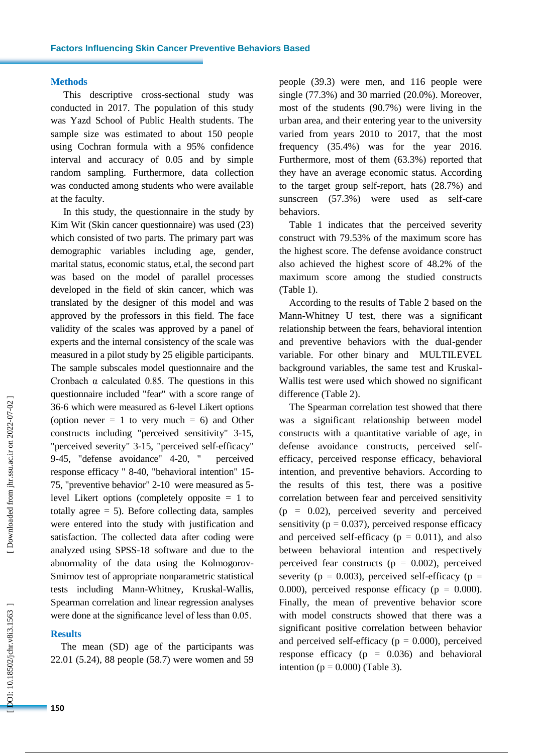## Methods

This descriptive cross-sectional study was conducted in 2017. The population of this study was Yazd School of Public Health students. The sample size was estimated to about 150 people using Cochran formula with a 95% confidence interval and accuracy of 0.05 and by simple random sampling. Furthermore, data collection was conducted among students who were available at the faculty.

In this study, the questionnaire in the study by Kim Wit (Skin cancer questionnaire) was used (23) which consisted of two parts. The primary part was demographic variables including age, gender, marital status, economic status, et.al, the second part was based on the model of parallel processes developed in the field of skin cancer, which was translated by the designer of this model and was approved by the professors in this field. The face validity of the scales was approved by a panel of experts and the internal consistency of the scale was measured in a pilot study by 25 eligible participants. The sample subscales model questionnaire and the Cronbach α calculated 0.85. The questions in this questionnaire included "fear" with a score range of 36-6 which were measured as 6-level Likert options (option never = 1 to very much = 6) and Other constructs including "perceived sensitivity" 3-15, "perceived severity" 3-15, "perceived self-efficacy" 9-45, "defense avoidance" 4-20, " perceived response efficacy " 8-40, "behavioral intention" 15-75, "preventive behavior" 2-10 were measured as 5-level Likert options (completely opposite = 1 to totally agree = 5). Before collecting data, samples were entered into the study with justification and satisfaction. The collected data after coding were analyzed using SPSS-18 software and due to the abnormality of the data using the Kolmogorov-Smirnov test of appropriate nonparametric statistical tests including Mann-Whitney, Kruskal-Wallis, Spearman correlation and linear regression analyses were done at the significance level of less than 0.05.

## Results

The mean (SD) age of the participants was 22.01 (5.24), 88 people (58.7) were women and 59 people (39.3) were men, and 116 people were single (77.3%) and 30 married (20.0%). Moreover, most of the students (90.7%) were living in the urban area, and their entering year to the university varied from years 2010 to 2017, that the most frequency (35.4%) was for the year 2016. Furthermore, most of them (63.3%) reported that they have an average economic status. According to the target group self-report, hats (28.7%) and sunscreen (57.3%) were used as self-care behaviors.

Table 1 indicates that the perceived severity construct with 79.53% of the maximum score has the highest score. The defense avoidance construct also achieved the highest score of 48.2% of the maximum score among the studied constructs (Table 1).

According to the results of Table 2 based on the Mann-Whitney U test, there was a significant relationship between the fears, behavioral intention and preventive behaviors with the dual-gender variable. For other binary and MULTILEVEL background variables, the same test and Kruskal-Wallis test were used which showed no significant difference (Table 2).

The Spearman correlation test showed that there was a significant relationship between model constructs with a quantitative variable of age, in defense avoidance constructs, perceived self-efficacy, perceived response efficacy, behavioral intention, and preventive behaviors. According to the results of this test, there was a positive correlation between fear and perceived sensitivity ($p = 0.02$), perceived severity and perceived sensitivity ($p = 0.037$), perceived response efficacy and perceived self-efficacy ($p = 0.011$), and also between behavioral intention and respectively perceived fear constructs ($p = 0.002$), perceived severity ($p = 0.003$), perceived self-efficacy ($p = 0.000$), perceived response efficacy ($p = 0.000$). Finally, the mean of preventive behavior score with model constructs showed that there was a significant positive correlation between behavior and perceived self-efficacy ($p = 0.000$), perceived response efficacy ($p = 0.036$) and behavioral intention ($p = 0.000$) (Table 3).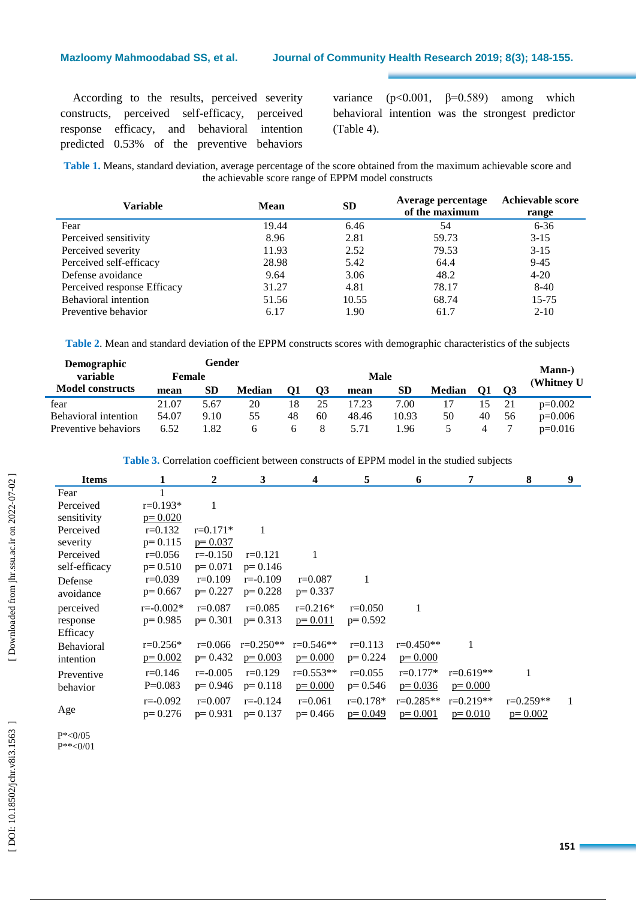According to the results, perceived severity constructs, perceived self-efficacy, perceived response efficacy, and behavioral intention predicted 0.53% of the preventive behaviors variance ($p<0.001$, $\beta=0.589$) among which behavioral intention was the strongest predictor (Table 4).

**Table 1.** Means, standard deviation, average percentage of the score obtained from the maximum achievable score and the achievable score range of EPPM model constructs

| Variable | Mean | SD | Average percentage of the maximum | Achievable score range |
|---|---|---|---|---|
| Fear | 19.44 | 6.46 | 54 | 6-36 |
| Perceived sensitivity | 8.96 | 2.81 | 59.73 | 3-15 |
| Perceived severity | 11.93 | 2.52 | 79.53 | 3-15 |
| Perceived self-efficacy | 28.98 | 5.42 | 64.4 | 9-45 |
| Defense avoidance | 9.64 | 3.06 | 48.2 | 4-20 |
| Perceived response Efficacy | 31.27 | 4.81 | 78.17 | 8-40 |
| Behavioral intention | 51.56 | 10.55 | 68.74 | 15-75 |
| Preventive behavior | 6.17 | 1.90 | 61.7 | 2-10 |

**Table 2.** Mean and standard deviation of the EPPM constructs scores with demographic characteristics of the subjects

| Demographic variable | Gender | | | | | | | | | | Mann-) (Whitney U |
|---|---|---|---|---|---|---|---|---|---|---|---|
| | Female | | | | | Male | | | | | |
| Model constructs | mean | SD | Median | Q1 | Q3 | mean | SD | Median | Q1 | Q3 | |
| fear | 21.07 | 5.67 | 20 | 18 | 25 | 17.23 | 7.00 | 17 | 15 | 21 | p=0.002 |
| Behavioral intention | 54.07 | 9.10 | 55 | 48 | 60 | 48.46 | 10.93 | 50 | 40 | 56 | p=0.006 |
| Preventive behaviors | 6.52 | 1.82 | 6 | 6 | 8 | 5.71 | 1.96 | 5 | 4 | 7 | p=0.016 |

**Table 3.** Correlation coefficient between constructs of EPPM model in the studied subjects

| Items | 1 | 2 | 3 | 4 | 5 | 6 | 7 | 8 | 9 |
|---|---|---|---|---|---|---|---|---|---|
| Fear | 1 | | | | | | | | |
| Perceived sensitivity | r=0.193* p= 0.020 | 1 | | | | | | | |
| Perceived severity | r=0.132 p= 0.115 | r=0.171* p= 0.037 | 1 | | | | | | |
| Perceived self-efficacy | r=0.056 p= 0.510 | r=-0.150 p= 0.071 | r=0.121 p= 0.146 | 1 | | | | | |
| Defense avoidance | r=0.039 p= 0.667 | r=0.109 p= 0.227 | r=-0.109 p= 0.228 | r=0.087 p= 0.337 | 1 | | | | |
| perceived response Efficacy | r=-0.002* p= 0.985 | r=0.087 p= 0.301 | r=0.085 p= 0.313 | r=0.216* p= 0.011 | r=0.050 p= 0.592 | 1 | | | |
| Behavioral intention | r=0.256* p= 0.002 | r=0.066 p= 0.432 | r=0.250** p= 0.003 | r=0.546** p= 0.000 | r=0.113 p= 0.224 | r=0.450** p= 0.000 | 1 | | |
| Preventive behavior | r=0.146 P=0.083 | r=-0.005 p= 0.946 | r=0.129 p= 0.118 | r=0.553** p= 0.000 | r=0.055 p= 0.546 | r=0.177* p= 0.036 | r=0.619** p= 0.000 | 1 | |
| Age | r=-0.092 p= 0.276 | r=0.007 p= 0.931 | r=-0.124 p= 0.137 | r=0.061 p= 0.466 | r=0.178* p= 0.049 | r=0.285** p= 0.001 | r=0.219** p= 0.010 | r=0.259** p= 0.002 | 1 |

P*<0/05
P**<0/01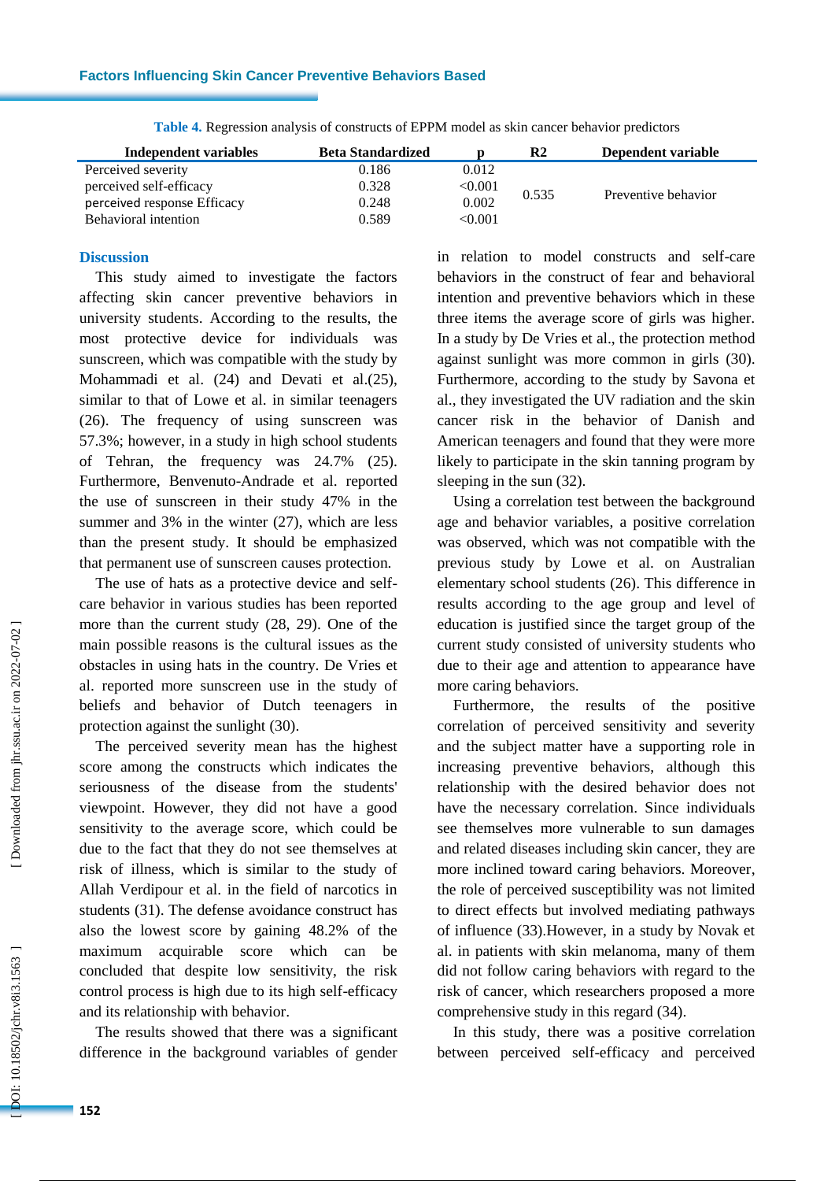**Table 4.** Regression analysis of constructs of EPPM model as skin cancer behavior predictors

| Independent variables | Beta Standardized | p | R2 | Dependent variable |
|---|---|---|---|---|
| Perceived severity | 0.186 | 0.012 | 0.535 | Preventive behavior |
| perceived self-efficacy | 0.328 | <0.001 | | |
| perceived response Efficacy | 0.248 | 0.002 | | |
| Behavioral intention | 0.589 | <0.001 | | |

## Discussion

This study aimed to investigate the factors affecting skin cancer preventive behaviors in university students. According to the results, the most protective device for individuals was sunscreen, which was compatible with the study by Mohammadi et al. (24) and Devati et al.(25), similar to that of Lowe et al. in similar teenagers (26). The frequency of using sunscreen was 57.3%; however, in a study in high school students of Tehran, the frequency was 24.7% (25). Furthermore, Benvenuto-Andrade et al. reported the use of sunscreen in their study 47% in the summer and 3% in the winter (27), which are less than the present study. It should be emphasized that permanent use of sunscreen causes protection.

The use of hats as a protective device and self-care behavior in various studies has been reported more than the current study (28, 29). One of the main possible reasons is the cultural issues as the obstacles in using hats in the country. De Vries et al. reported more sunscreen use in the study of beliefs and behavior of Dutch teenagers in protection against the sunlight (30).

The perceived severity mean has the highest score among the constructs which indicates the seriousness of the disease from the students' viewpoint. However, they did not have a good sensitivity to the average score, which could be due to the fact that they do not see themselves at risk of illness, which is similar to the study of Allah Verdipour et al. in the field of narcotics in students (31). The defense avoidance construct has also the lowest score by gaining 48.2% of the maximum acquirable score which can be concluded that despite low sensitivity, the risk control process is high due to its high self-efficacy and its relationship with behavior.

The results showed that there was a significant difference in the background variables of gender in relation to model constructs and self-care behaviors in the construct of fear and behavioral intention and preventive behaviors which in these three items the average score of girls was higher. In a study by De Vries et al., the protection method against sunlight was more common in girls (30). Furthermore, according to the study by Savona et al., they investigated the UV radiation and the skin cancer risk in the behavior of Danish and American teenagers and found that they were more likely to participate in the skin tanning program by sleeping in the sun (32).

Using a correlation test between the background age and behavior variables, a positive correlation was observed, which was not compatible with the previous study by Lowe et al. on Australian elementary school students (26). This difference in results according to the age group and level of education is justified since the target group of the current study consisted of university students who due to their age and attention to appearance have more caring behaviors.

Furthermore, the results of the positive correlation of perceived sensitivity and severity and the subject matter have a supporting role in increasing preventive behaviors, although this relationship with the desired behavior does not have the necessary correlation. Since individuals see themselves more vulnerable to sun damages and related diseases including skin cancer, they are more inclined toward caring behaviors. Moreover, the role of perceived susceptibility was not limited to direct effects but involved mediating pathways of influence (33).However, in a study by Novak et al. in patients with skin melanoma, many of them did not follow caring behaviors with regard to the risk of cancer, which researchers proposed a more comprehensive study in this regard (34).

In this study, there was a positive correlation between perceived self-efficacy and perceived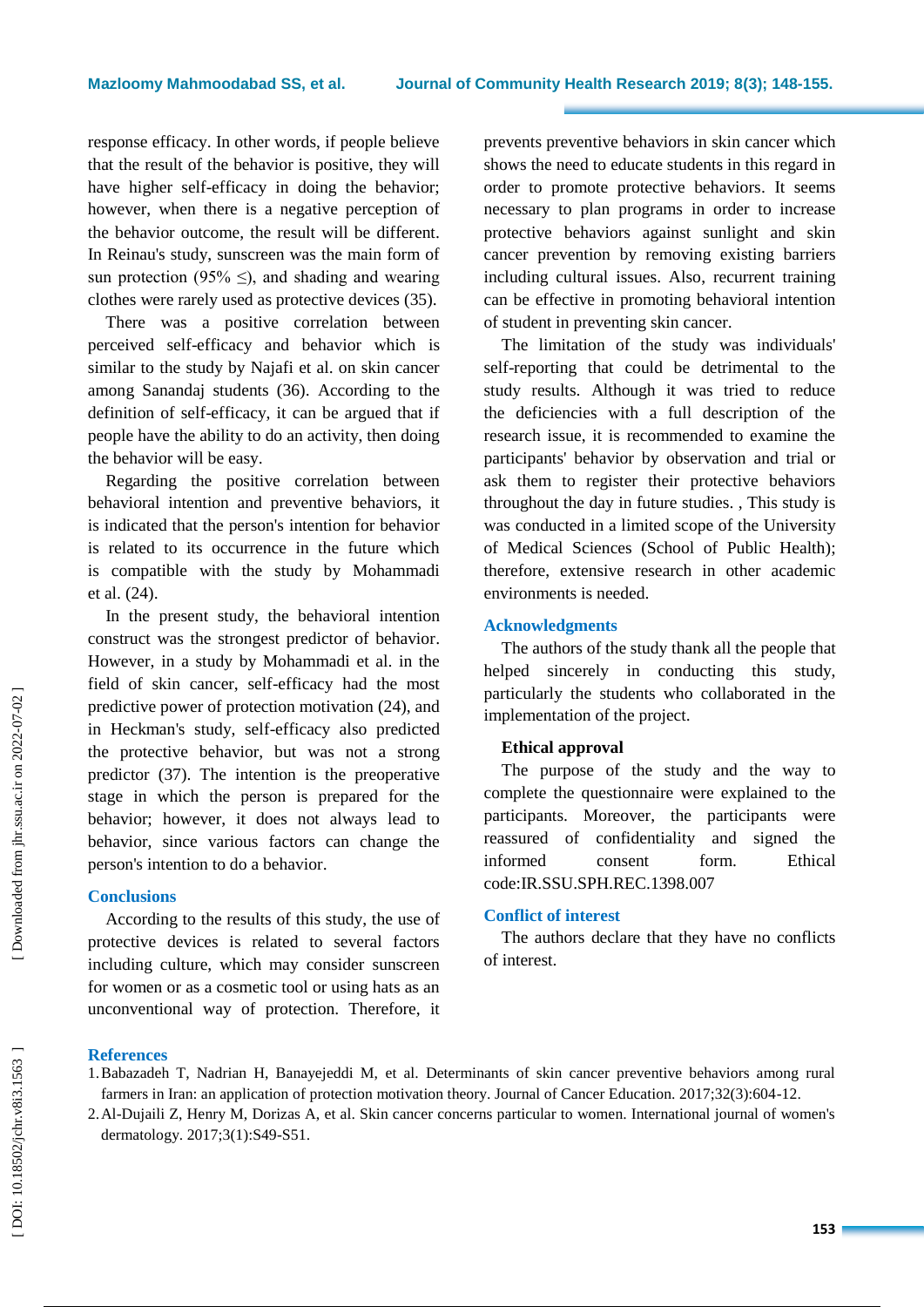response efficacy. In other words, if people believe that the result of the behavior is positive, they will have higher self-efficacy in doing the behavior; however, when there is a negative perception of the behavior outcome, the result will be different. In Reinau's study, sunscreen was the main form of sun protection (95% ≤), and shading and wearing clothes were rarely used as protective devices (35).

There was a positive correlation between perceived self-efficacy and behavior which is similar to the study by Najafi et al. on skin cancer among Sanandaj students (36). According to the definition of self-efficacy, it can be argued that if people have the ability to do an activity, then doing the behavior will be easy.

Regarding the positive correlation between behavioral intention and preventive behaviors, it is indicated that the person's intention for behavior is related to its occurrence in the future which is compatible with the study by Mohammadi et al. (24).

In the present study, the behavioral intention construct was the strongest predictor of behavior. However, in a study by Mohammadi et al. in the field of skin cancer, self-efficacy had the most predictive power of protection motivation (24), and in Heckman's study, self-efficacy also predicted the protective behavior, but was not a strong predictor (37). The intention is the preoperative stage in which the person is prepared for the behavior; however, it does not always lead to behavior, since various factors can change the person's intention to do a behavior.

## Conclusions

According to the results of this study, the use of protective devices is related to several factors including culture, which may consider sunscreen for women or as a cosmetic tool or using hats as an unconventional way of protection. Therefore, it prevents preventive behaviors in skin cancer which shows the need to educate students in this regard in order to promote protective behaviors. It seems necessary to plan programs in order to increase protective behaviors against sunlight and skin cancer prevention by removing existing barriers including cultural issues. Also, recurrent training can be effective in promoting behavioral intention of student in preventing skin cancer.

The limitation of the study was individuals' self-reporting that could be detrimental to the study results. Although it was tried to reduce the deficiencies with a full description of the research issue, it is recommended to examine the participants' behavior by observation and trial or ask them to register their protective behaviors throughout the day in future studies. , This study is was conducted in a limited scope of the University of Medical Sciences (School of Public Health); therefore, extensive research in other academic environments is needed.

## Acknowledgments

The authors of the study thank all the people that helped sincerely in conducting this study, particularly the students who collaborated in the implementation of the project.

### Ethical approval

The purpose of the study and the way to complete the questionnaire were explained to the participants. Moreover, the participants were reassured of confidentiality and signed the informed consent form. Ethical code:IR.SSU.SPH.REC.1398.007

## Conflict of interest

The authors declare that they have no conflicts of interest.

## References

1. Babazadeh T, Nadrian H, Banayejeddi M, et al. Determinants of skin cancer preventive behaviors among rural farmers in Iran: an application of protection motivation theory. Journal of Cancer Education. 2017;32(3):604-12.
2. Al-Dujaili Z, Henry M, Dorizas A, et al. Skin cancer concerns particular to women. International journal of women's dermatology. 2017;3(1):S49-S51.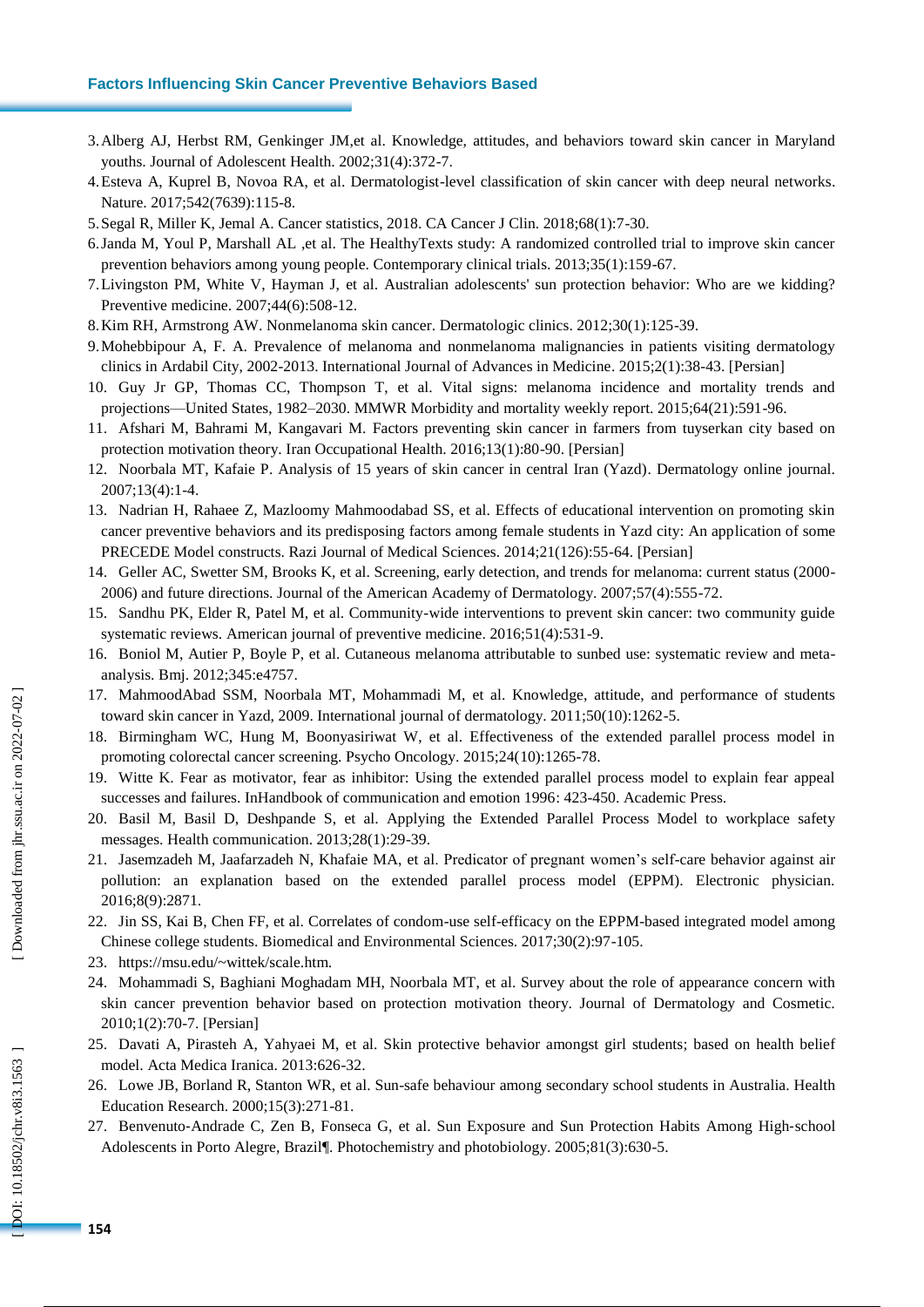3. Alberg AJ, Herbst RM, Genkinger JM,et al. Knowledge, attitudes, and behaviors toward skin cancer in Maryland youths. Journal of Adolescent Health. 2002;31(4):372-7.
4. Esteva A, Kuprel B, Novoa RA, et al. Dermatologist-level classification of skin cancer with deep neural networks. Nature. 2017;542(7639):115-8.
5. Segal R, Miller K, Jemal A. Cancer statistics, 2018. CA Cancer J Clin. 2018;68(1):7-30.
6. Janda M, Youl P, Marshall AL ,et al. The HealthyTexts study: A randomized controlled trial to improve skin cancer prevention behaviors among young people. Contemporary clinical trials. 2013;35(1):159-67.
7. Livingston PM, White V, Hayman J, et al. Australian adolescents' sun protection behavior: Who are we kidding? Preventive medicine. 2007;44(6):508-12.
8. Kim RH, Armstrong AW. Nonmelanoma skin cancer. Dermatologic clinics. 2012;30(1):125-39.
9. Mohebbipour A, F. A. Prevalence of melanoma and nonmelanoma malignancies in patients visiting dermatology clinics in Ardabil City, 2002-2013. International Journal of Advances in Medicine. 2015;2(1):38-43. [Persian]
10. Guy Jr GP, Thomas CC, Thompson T, et al. Vital signs: melanoma incidence and mortality trends and projections—United States, 1982–2030. MMWR Morbidity and mortality weekly report. 2015;64(21):591-96.
11. Afshari M, Bahrami M, Kangavari M. Factors preventing skin cancer in farmers from tuyserkan city based on protection motivation theory. Iran Occupational Health. 2016;13(1):80-90. [Persian]
12. Noorbala MT, Kafaie P. Analysis of 15 years of skin cancer in central Iran (Yazd). Dermatology online journal. 2007;13(4):1-4.
13. Nadrian H, Rahaee Z, Mazloomy Mahmoodabad SS, et al. Effects of educational intervention on promoting skin cancer preventive behaviors and its predisposing factors among female students in Yazd city: An application of some PRECEDE Model constructs. Razi Journal of Medical Sciences. 2014;21(126):55-64. [Persian]
14. Geller AC, Swetter SM, Brooks K, et al. Screening, early detection, and trends for melanoma: current status (2000-2006) and future directions. Journal of the American Academy of Dermatology. 2007;57(4):555-72.
15. Sandhu PK, Elder R, Patel M, et al. Community-wide interventions to prevent skin cancer: two community guide systematic reviews. American journal of preventive medicine. 2016;51(4):531-9.
16. Boniol M, Autier P, Boyle P, et al. Cutaneous melanoma attributable to sunbed use: systematic review and meta-analysis. Bmj. 2012;345:e4757.
17. MahmoodAbad SSM, Noorbala MT, Mohammadi M, et al. Knowledge, attitude, and performance of students toward skin cancer in Yazd, 2009. International journal of dermatology. 2011;50(10):1262-5.
18. Birmingham WC, Hung M, Boonyasiriwat W, et al. Effectiveness of the extended parallel process model in promoting colorectal cancer screening. Psycho Oncology. 2015;24(10):1265-78.
19. Witte K. Fear as motivator, fear as inhibitor: Using the extended parallel process model to explain fear appeal successes and failures. InHandbook of communication and emotion 1996: 423-450. Academic Press.
20. Basil M, Basil D, Deshpande S, et al. Applying the Extended Parallel Process Model to workplace safety messages. Health communication. 2013;28(1):29-39.
21. Jasemzadeh M, Jaafarzadeh N, Khafaie MA, et al. Predicator of pregnant women's self-care behavior against air pollution: an explanation based on the extended parallel process model (EPPM). Electronic physician. 2016;8(9):2871.
22. Jin SS, Kai B, Chen FF, et al. Correlates of condom-use self-efficacy on the EPPM-based integrated model among Chinese college students. Biomedical and Environmental Sciences. 2017;30(2):97-105.
23. https://msu.edu/~wittek/scale.htm.
24. Mohammadi S, Baghiani Moghadam MH, Noorbala MT, et al. Survey about the role of appearance concern with skin cancer prevention behavior based on protection motivation theory. Journal of Dermatology and Cosmetic. 2010;1(2):70-7. [Persian]
25. Davati A, Pirasteh A, Yahyaei M, et al. Skin protective behavior amongst girl students; based on health belief model. Acta Medica Iranica. 2013:626-32.
26. Lowe JB, Borland R, Stanton WR, et al. Sun-safe behaviour among secondary school students in Australia. Health Education Research. 2000;15(3):271-81.
27. Benvenuto‐Andrade C, Zen B, Fonseca G, et al. Sun Exposure and Sun Protection Habits Among High‐school Adolescents in Porto Alegre, Brazil¶. Photochemistry and photobiology. 2005;81(3):630-5.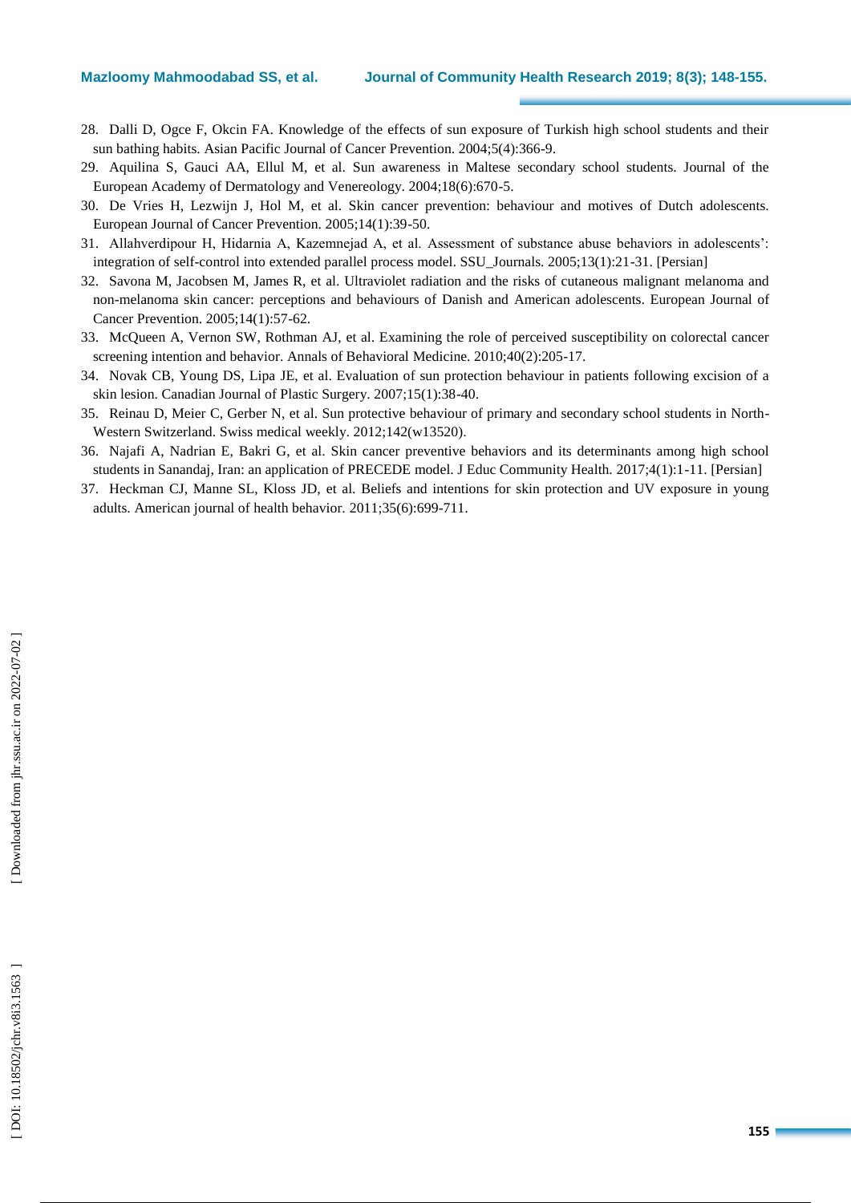28. Dalli D, Ogce F, Okcin FA. Knowledge of the effects of sun exposure of Turkish high school students and their sun bathing habits. Asian Pacific Journal of Cancer Prevention. 2004;5(4):366-9.
29. Aquilina S, Gauci AA, Ellul M, et al. Sun awareness in Maltese secondary school students. Journal of the European Academy of Dermatology and Venereology. 2004;18(6):670-5.
30. De Vries H, Lezwijn J, Hol M, et al. Skin cancer prevention: behaviour and motives of Dutch adolescents. European Journal of Cancer Prevention. 2005;14(1):39-50.
31. Allahverdipour H, Hidarnia A, Kazemnejad A, et al. Assessment of substance abuse behaviors in adolescents': integration of self-control into extended parallel process model. SSU_Journals. 2005;13(1):21-31. [Persian]
32. Savona M, Jacobsen M, James R, et al. Ultraviolet radiation and the risks of cutaneous malignant melanoma and non-melanoma skin cancer: perceptions and behaviours of Danish and American adolescents. European Journal of Cancer Prevention. 2005;14(1):57-62.
33. McQueen A, Vernon SW, Rothman AJ, et al. Examining the role of perceived susceptibility on colorectal cancer screening intention and behavior. Annals of Behavioral Medicine. 2010;40(2):205-17.
34. Novak CB, Young DS, Lipa JE, et al. Evaluation of sun protection behaviour in patients following excision of a skin lesion. Canadian Journal of Plastic Surgery. 2007;15(1):38-40.
35. Reinau D, Meier C, Gerber N, et al. Sun protective behaviour of primary and secondary school students in North-Western Switzerland. Swiss medical weekly. 2012;142(w13520).
36. Najafi A, Nadrian E, Bakri G, et al. Skin cancer preventive behaviors and its determinants among high school students in Sanandaj, Iran: an application of PRECEDE model. J Educ Community Health. 2017;4(1):1-11. [Persian]
37. Heckman CJ, Manne SL, Kloss JD, et al. Beliefs and intentions for skin protection and UV exposure in young adults. American journal of health behavior. 2011;35(6):699-711.